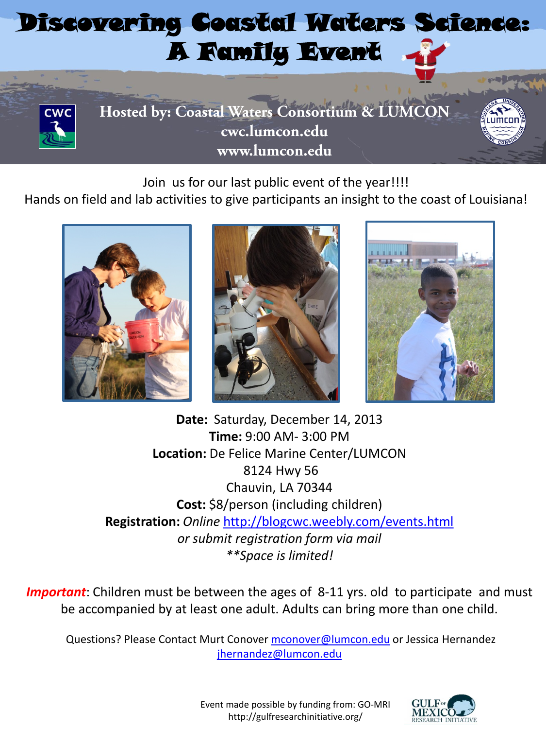# Discovering Coastal Waters Science: A Family Event

**Hosted by: Coastal Waters Consortium & LUMCON**

cwc.lumcon.edu

www.lumcon.edu

Join us for our last public event of the year!!!!

Hands on field and lab activities to give participants an insight to the coast of Louisiana!

**Date:** Saturday, December 14, 2013

**Time:** 9:00 AM- 3:00 PM

**Location:** De Felice Marine Center/LUMCON

8124 Hwy 56

Chauvin, LA 70344

**Cost:** $8/person (including children)

**Registration:** *Online* http://blogcwc.weebly.com/events.html

*or submit registration form via mail*

*\*\*Space is limited!*

***Important***: Children must be between the ages of 8-11 yrs. old to participate and must be accompanied by at least one adult. Adults can bring more than one child.

Questions? Please Contact Murt Conover mconover@lumcon.edu or Jessica Hernandez jhernandez@lumcon.edu

Event made possible by funding from: GO-MRI http://gulfresearchinitiative.org/

GULF OF MEXICO RESEARCH INITIATIVE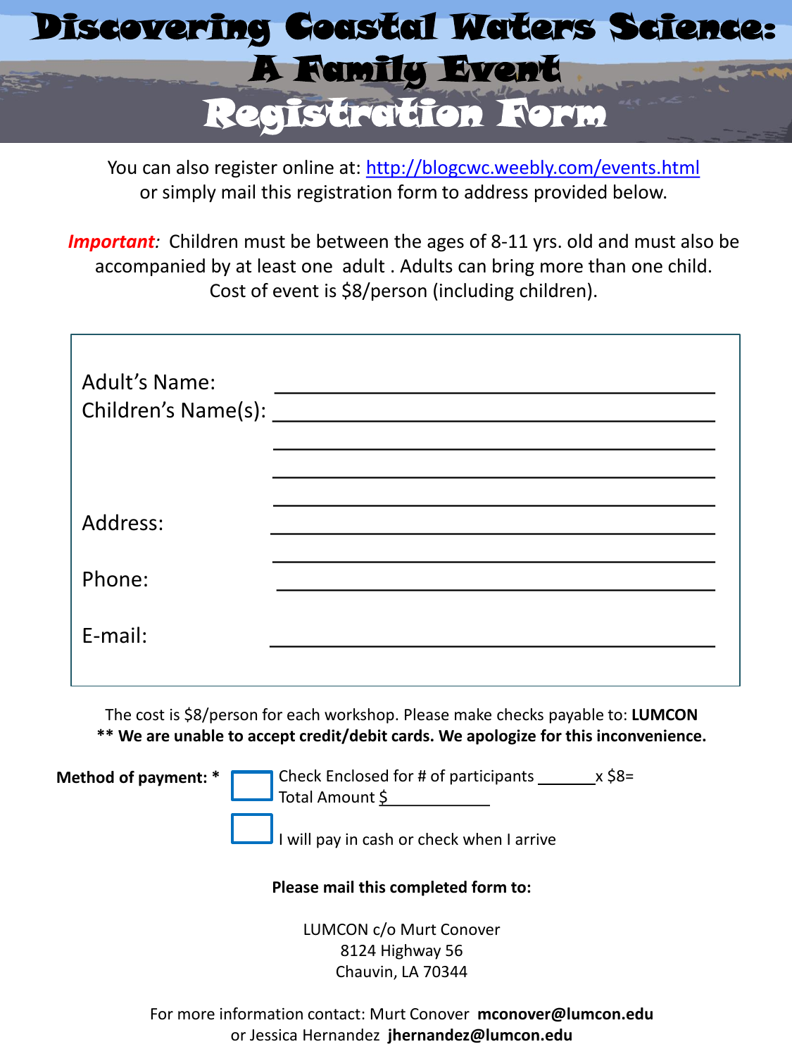# Discovering Coastal Waters Science: A Family Event

# Registration Form

You can also register online at: http://blogcwc.weebly.com/events.html
or simply mail this registration form to address provided below.

***Important:*** Children must be between the ages of 8-11 yrs. old and must also be accompanied by at least one adult . Adults can bring more than one child. Cost of event is $8/person (including children).

Adult's Name: ________________________________________

Children's Name(s): ________________________________________

________________________________________

________________________________________

________________________________________

Address: ________________________________________

________________________________________

Phone: ________________________________________

E-mail: ________________________________________

The cost is $8/person for each workshop. Please make checks payable to: **LUMCON**

**\*\* We are unable to accept credit/debit cards. We apologize for this inconvenience.**

**Method of payment: \***

☐ Check Enclosed for # of participants _______x $8=
Total Amount $____________

☐ I will pay in cash or check when I arrive

**Please mail this completed form to:**

LUMCON c/o Murt Conover
8124 Highway 56
Chauvin, LA 70344

For more information contact: Murt Conover **mconover@lumcon.edu**
or Jessica Hernandez **jhernandez@lumcon.edu**